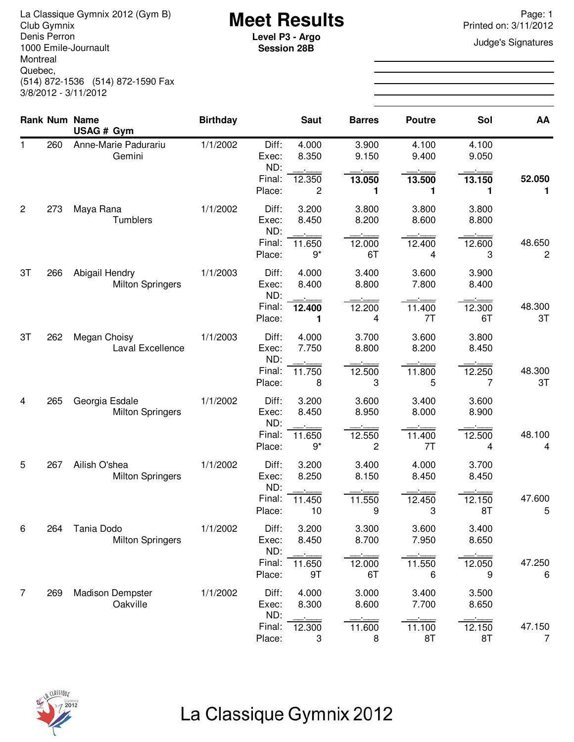La Classique Gymnix 2012 (Gym B)
Club Gymnix
Denis Perron
1000 Emile-Journault
Montreal
Quebec,
(514) 872-1536 (514) 872-1590 Fax
3/8/2012 - 3/11/2012

# Meet Results

**Level P3 - Argo**
**Session 28B**

Printed on: 3/11/2012

Judge's Signatures

| Rank | Num | Name / USAG # Gym | Birthday | | Saut | Barres | Poutre | Sol | AA |
|---|---|---|---|---|---|---|---|---|---|
| 1 | 260 | Anne-Marie Padurariu | 1/1/2002 | Diff: | 4.000 | 3.900 | 4.100 | 4.100 | |
| | | Gemini | | Exec: | 8.350 | 9.150 | 9.400 | 9.050 | |
| | | | | ND: | __.___ | __.___ | __.___ | __.___ | |
| | | | | Final: | 12.350 | **13.050** | **13.500** | **13.150** | **52.050** |
| | | | | Place: | 2 | **1** | **1** | **1** | **1** |
| 2 | 273 | Maya Rana | 1/1/2002 | Diff: | 3.200 | 3.800 | 3.800 | 3.800 | |
| | | Tumblers | | Exec: | 8.450 | 8.200 | 8.600 | 8.800 | |
| | | | | ND: | __.___ | __.___ | __.___ | __.___ | |
| | | | | Final: | 11.650 | 12.000 | 12.400 | 12.600 | 48.650 |
| | | | | Place: | 9* | 6T | 4 | 3 | 2 |
| 3T | 266 | Abigail Hendry | 1/1/2003 | Diff: | 4.000 | 3.400 | 3.600 | 3.900 | |
| | | Milton Springers | | Exec: | 8.400 | 8.800 | 7.800 | 8.400 | |
| | | | | ND: | __.___ | __.___ | __.___ | __.___ | |
| | | | | Final: | **12.400** | 12.200 | 11.400 | 12.300 | 48.300 |
| | | | | Place: | **1** | 4 | 7T | 6T | 3T |
| 3T | 262 | Megan Choisy | 1/1/2003 | Diff: | 4.000 | 3.700 | 3.600 | 3.800 | |
| | | Laval Excellence | | Exec: | 7.750 | 8.800 | 8.200 | 8.450 | |
| | | | | ND: | __.___ | __.___ | __.___ | __.___ | |
| | | | | Final: | 11.750 | 12.500 | 11.800 | 12.250 | 48.300 |
| | | | | Place: | 8 | 3 | 5 | 7 | 3T |
| 4 | 265 | Georgia Esdale | 1/1/2002 | Diff: | 3.200 | 3.600 | 3.400 | 3.600 | |
| | | Milton Springers | | Exec: | 8.450 | 8.950 | 8.000 | 8.900 | |
| | | | | ND: | __.___ | __.___ | __.___ | __.___ | |
| | | | | Final: | 11.650 | 12.550 | 11.400 | 12.500 | 48.100 |
| | | | | Place: | 9* | 2 | 7T | 4 | 4 |
| 5 | 267 | Ailish O'shea | 1/1/2002 | Diff: | 3.200 | 3.400 | 4.000 | 3.700 | |
| | | Milton Springers | | Exec: | 8.250 | 8.150 | 8.450 | 8.450 | |
| | | | | ND: | __.___ | __.___ | __.___ | __.___ | |
| | | | | Final: | 11.450 | 11.550 | 12.450 | 12.150 | 47.600 |
| | | | | Place: | 10 | 9 | 3 | 8T | 5 |
| 6 | 264 | Tania Dodo | 1/1/2002 | Diff: | 3.200 | 3.300 | 3.600 | 3.400 | |
| | | Milton Springers | | Exec: | 8.450 | 8.700 | 7.950 | 8.650 | |
| | | | | ND: | __.___ | __.___ | __.___ | __.___ | |
| | | | | Final: | 11.650 | 12.000 | 11.550 | 12.050 | 47.250 |
| | | | | Place: | 9T | 6T | 6 | 9 | 6 |
| 7 | 269 | Madison Dempster | 1/1/2002 | Diff: | 4.000 | 3.000 | 3.400 | 3.500 | |
| | | Oakville | | Exec: | 8.300 | 8.600 | 7.700 | 8.650 | |
| | | | | ND: | __.___ | __.___ | __.___ | __.___ | |
| | | | | Final: | 12.300 | 11.600 | 11.100 | 12.150 | 47.150 |
| | | | | Place: | 3 | 8 | 8T | 8T | 7 |

La Classique Gymnix 2012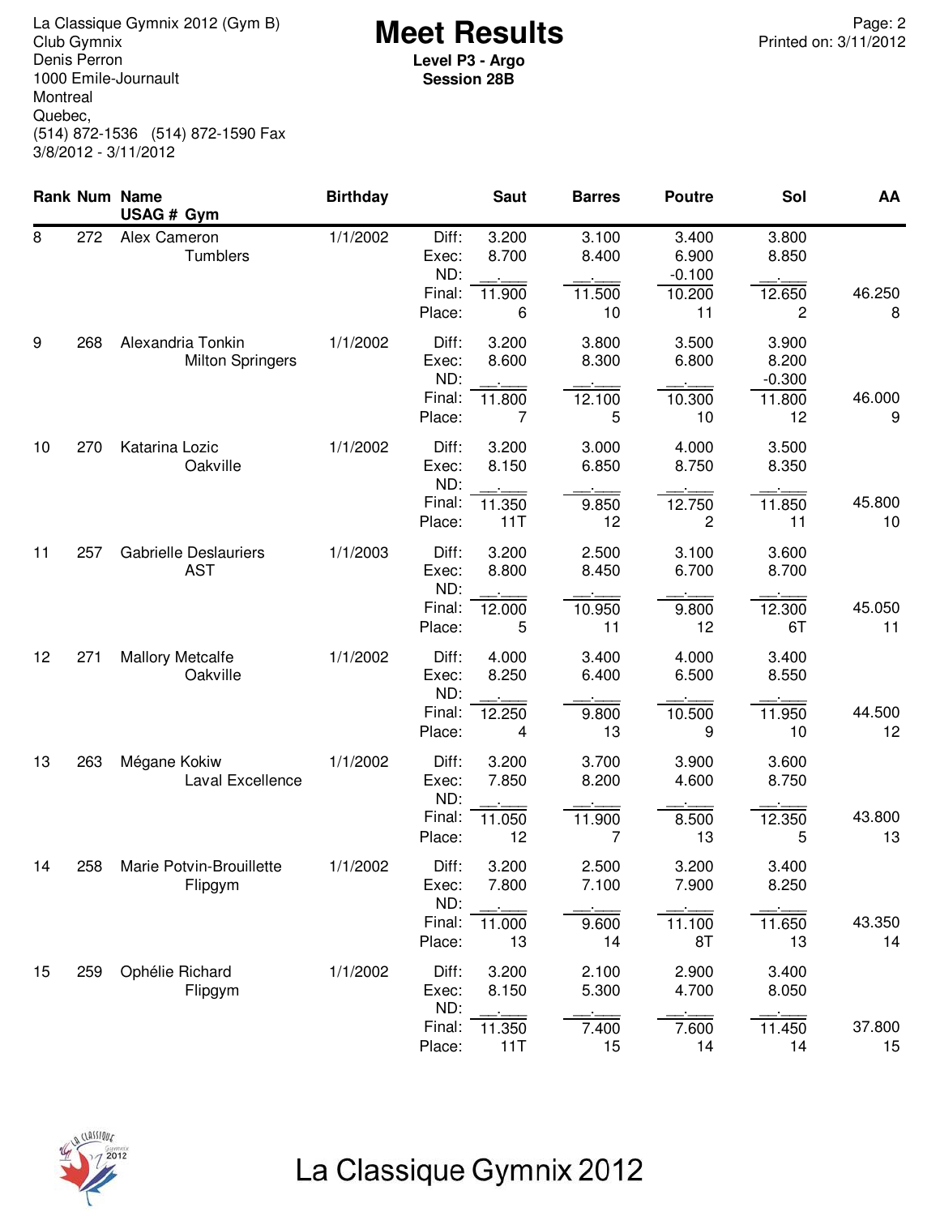La Classique Gymnix 2012 (Gym B)
Club Gymnix
Denis Perron
1000 Emile-Journault
Montreal
Quebec,
(514) 872-1536 (514) 872-1590 Fax
3/8/2012 - 3/11/2012

# Meet Results

**Level P3 - Argo**
**Session 28B**

Printed on: 3/11/2012

| Rank | Num | Name / USAG # Gym | Birthday | | Saut | Barres | Poutre | Sol | AA |
|---|---|---|---|---|---|---|---|---|---|
| 8 | 272 | Alex Cameron | 1/1/2002 | Diff: | 3.200 | 3.100 | 3.400 | 3.800 | |
| | | Tumblers | | Exec: | 8.700 | 8.400 | 6.900 | 8.850 | |
| | | | | ND: | __.___ | __.___ | -0.100 | __.___ | |
| | | | | Final: | 11.900 | 11.500 | 10.200 | 12.650 | 46.250 |
| | | | | Place: | 6 | 10 | 11 | 2 | 8 |
| 9 | 268 | Alexandria Tonkin | 1/1/2002 | Diff: | 3.200 | 3.800 | 3.500 | 3.900 | |
| | | Milton Springers | | Exec: | 8.600 | 8.300 | 6.800 | 8.200 | |
| | | | | ND: | __.___ | __.___ | __.___ | -0.300 | |
| | | | | Final: | 11.800 | 12.100 | 10.300 | 11.800 | 46.000 |
| | | | | Place: | 7 | 5 | 10 | 12 | 9 |
| 10 | 270 | Katarina Lozic | 1/1/2002 | Diff: | 3.200 | 3.000 | 4.000 | 3.500 | |
| | | Oakville | | Exec: | 8.150 | 6.850 | 8.750 | 8.350 | |
| | | | | ND: | __.___ | __.___ | __.___ | __.___ | |
| | | | | Final: | 11.350 | 9.850 | 12.750 | 11.850 | 45.800 |
| | | | | Place: | 11T | 12 | 2 | 11 | 10 |
| 11 | 257 | Gabrielle Deslauriers | 1/1/2003 | Diff: | 3.200 | 2.500 | 3.100 | 3.600 | |
| | | AST | | Exec: | 8.800 | 8.450 | 6.700 | 8.700 | |
| | | | | ND: | __.___ | __.___ | __.___ | __.___ | |
| | | | | Final: | 12.000 | 10.950 | 9.800 | 12.300 | 45.050 |
| | | | | Place: | 5 | 11 | 12 | 6T | 11 |
| 12 | 271 | Mallory Metcalfe | 1/1/2002 | Diff: | 4.000 | 3.400 | 4.000 | 3.400 | |
| | | Oakville | | Exec: | 8.250 | 6.400 | 6.500 | 8.550 | |
| | | | | ND: | __.___ | __.___ | __.___ | __.___ | |
| | | | | Final: | 12.250 | 9.800 | 10.500 | 11.950 | 44.500 |
| | | | | Place: | 4 | 13 | 9 | 10 | 12 |
| 13 | 263 | Mégane Kokiw | 1/1/2002 | Diff: | 3.200 | 3.700 | 3.900 | 3.600 | |
| | | Laval Excellence | | Exec: | 7.850 | 8.200 | 4.600 | 8.750 | |
| | | | | ND: | __.___ | __.___ | __.___ | __.___ | |
| | | | | Final: | 11.050 | 11.900 | 8.500 | 12.350 | 43.800 |
| | | | | Place: | 12 | 7 | 13 | 5 | 13 |
| 14 | 258 | Marie Potvin-Brouillette | 1/1/2002 | Diff: | 3.200 | 2.500 | 3.200 | 3.400 | |
| | | Flipgym | | Exec: | 7.800 | 7.100 | 7.900 | 8.250 | |
| | | | | ND: | __.___ | __.___ | __.___ | __.___ | |
| | | | | Final: | 11.000 | 9.600 | 11.100 | 11.650 | 43.350 |
| | | | | Place: | 13 | 14 | 8T | 13 | 14 |
| 15 | 259 | Ophélie Richard | 1/1/2002 | Diff: | 3.200 | 2.100 | 2.900 | 3.400 | |
| | | Flipgym | | Exec: | 8.150 | 5.300 | 4.700 | 8.050 | |
| | | | | ND: | __.___ | __.___ | __.___ | __.___ | |
| | | | | Final: | 11.350 | 7.400 | 7.600 | 11.450 | 37.800 |
| | | | | Place: | 11T | 15 | 14 | 14 | 15 |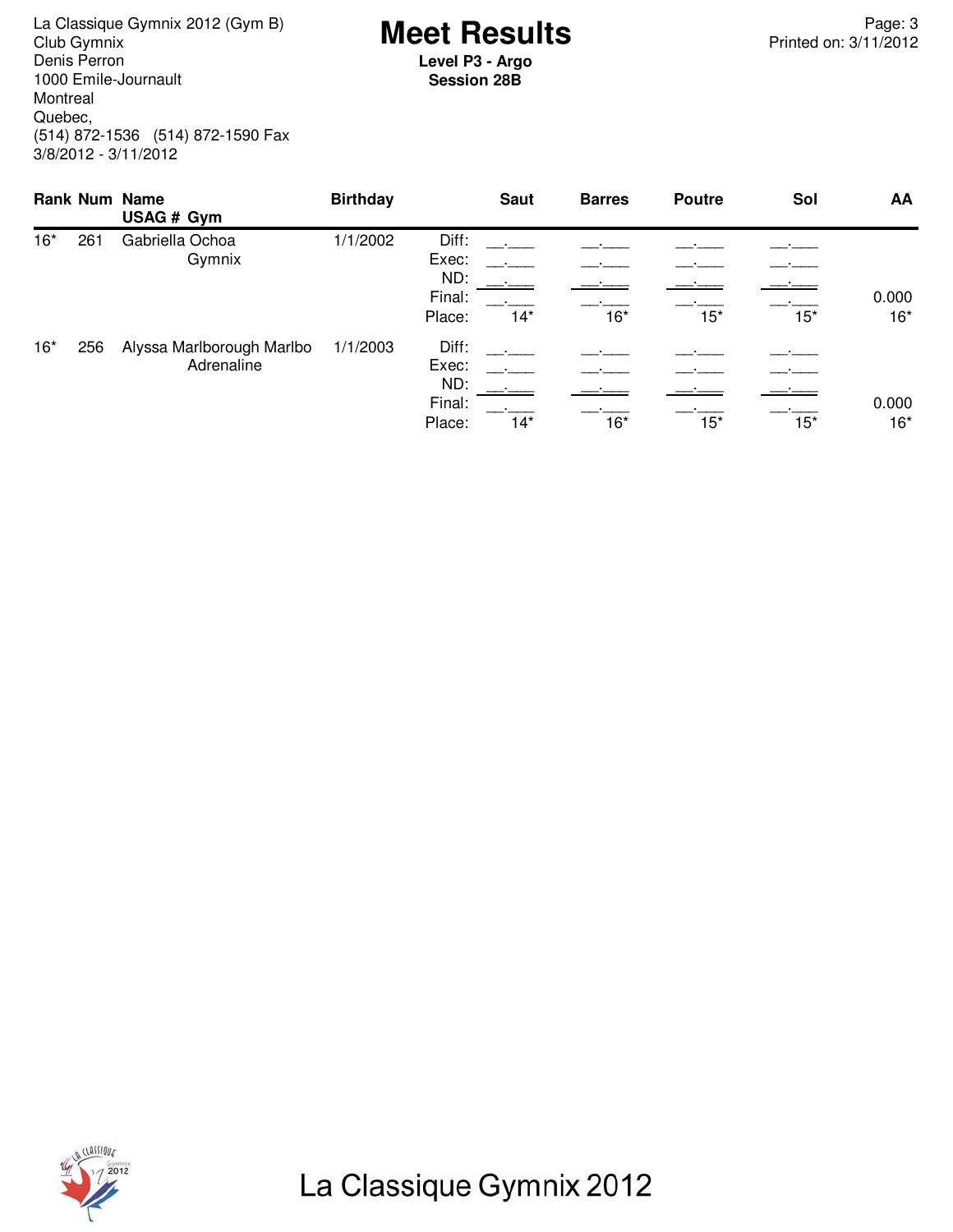La Classique Gymnix 2012 (Gym B)
Club Gymnix
Denis Perron
1000 Emile-Journault
Montreal
Quebec,
(514) 872-1536 (514) 872-1590 Fax
3/8/2012 - 3/11/2012

# Meet Results

**Level P3 - Argo**
**Session 28B**

Printed on: 3/11/2012

| Rank | Num | Name / USAG # Gym | Birthday | | Saut | Barres | Poutre | Sol | AA |
|---|---|---|---|---|---|---|---|---|---|
| 16* | 261 | Gabriella Ochoa / Gymnix | 1/1/2002 | Diff: | __.___ | __.___ | __.___ | __.___ | |
| | | | | Exec: | __.___ | __.___ | __.___ | __.___ | |
| | | | | ND: | __.___ | __.___ | __.___ | __.___ | |
| | | | | Final: | __.___ | __.___ | __.___ | __.___ | 0.000 |
| | | | | Place: | 14* | 16* | 15* | 15* | 16* |
| 16* | 256 | Alyssa Marlborough Marlbo / Adrenaline | 1/1/2003 | Diff: | __.___ | __.___ | __.___ | __.___ | |
| | | | | Exec: | __.___ | __.___ | __.___ | __.___ | |
| | | | | ND: | __.___ | __.___ | __.___ | __.___ | |
| | | | | Final: | __.___ | __.___ | __.___ | __.___ | 0.000 |
| | | | | Place: | 14* | 16* | 15* | 15* | 16* |

La Classique Gymnix 2012